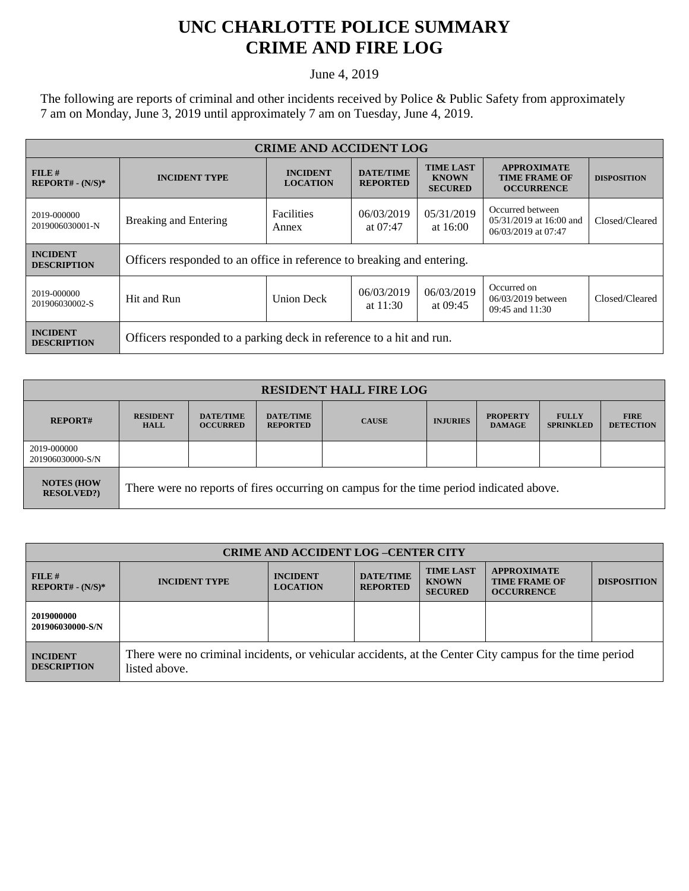# UNC CHARLOTTE POLICE SUMMARY
# CRIME AND FIRE LOG

June 4, 2019

The following are reports of criminal and other incidents received by Police & Public Safety from approximately 7 am on Monday, June 3, 2019 until approximately 7 am on Tuesday, June 4, 2019.

| CRIME AND ACCIDENT LOG | | | | | | |
|---|---|---|---|---|---|---|
| **FILE # REPORT# - (N/S)*** | **INCIDENT TYPE** | **INCIDENT LOCATION** | **DATE/TIME REPORTED** | **TIME LAST KNOWN SECURED** | **APPROXIMATE TIME FRAME OF OCCURRENCE** | **DISPOSITION** |
| 2019-000000 2019006030001-N | Breaking and Entering | Facilities Annex | 06/03/2019 at 07:47 | 05/31/2019 at 16:00 | Occurred between 05/31/2019 at 16:00 and 06/03/2019 at 07:47 | Closed/Cleared |
| **INCIDENT DESCRIPTION** | Officers responded to an office in reference to breaking and entering. | | | | | |
| 2019-000000 201906030002-S | Hit and Run | Union Deck | 06/03/2019 at 11:30 | 06/03/2019 at 09:45 | Occurred on 06/03/2019 between 09:45 and 11:30 | Closed/Cleared |
| **INCIDENT DESCRIPTION** | Officers responded to a parking deck in reference to a hit and run. | | | | | |

| RESIDENT HALL FIRE LOG | | | | | | | | |
|---|---|---|---|---|---|---|---|---|
| **REPORT#** | **RESIDENT HALL** | **DATE/TIME OCCURRED** | **DATE/TIME REPORTED** | **CAUSE** | **INJURIES** | **PROPERTY DAMAGE** | **FULLY SPRINKLED** | **FIRE DETECTION** |
| 2019-000000 201906030000-S/N | | | | | | | | |
| **NOTES (HOW RESOLVED?)** | There were no reports of fires occurring on campus for the time period indicated above. | | | | | | | |

| CRIME AND ACCIDENT LOG –CENTER CITY | | | | | | |
|---|---|---|---|---|---|---|
| **FILE # REPORT# - (N/S)*** | **INCIDENT TYPE** | **INCIDENT LOCATION** | **DATE/TIME REPORTED** | **TIME LAST KNOWN SECURED** | **APPROXIMATE TIME FRAME OF OCCURRENCE** | **DISPOSITION** |
| **2019000000 201906030000-S/N** | | | | | | |
| **INCIDENT DESCRIPTION** | There were no criminal incidents, or vehicular accidents, at the Center City campus for the time period listed above. | | | | | |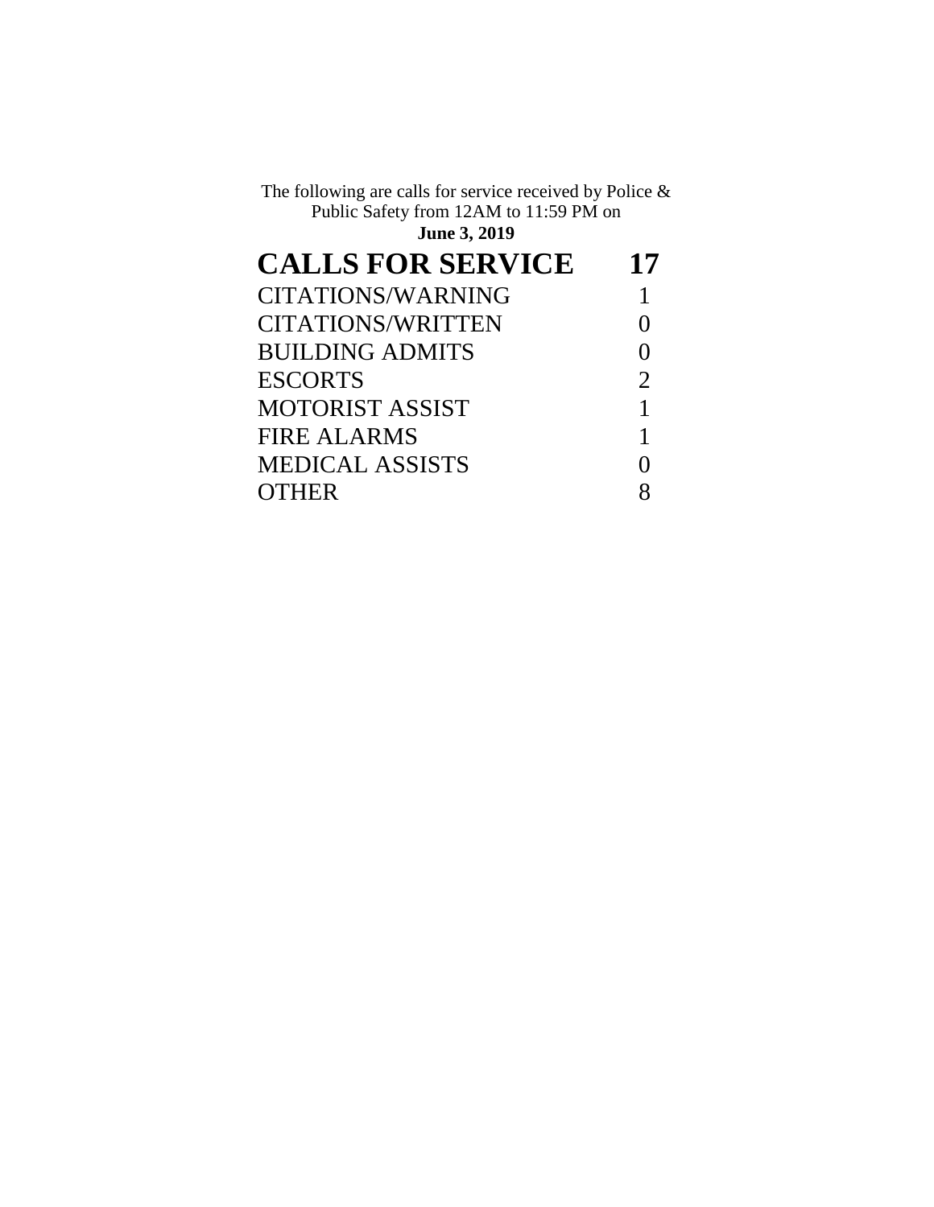The following are calls for service received by Police & Public Safety from 12AM to 11:59 PM on

**June 3, 2019**

| | |
|---|---|
| **CALLS FOR SERVICE** | **17** |
| CITATIONS/WARNING | 1 |
| CITATIONS/WRITTEN | 0 |
| BUILDING ADMITS | 0 |
| ESCORTS | 2 |
| MOTORIST ASSIST | 1 |
| FIRE ALARMS | 1 |
| MEDICAL ASSISTS | 0 |
| OTHER | 8 |